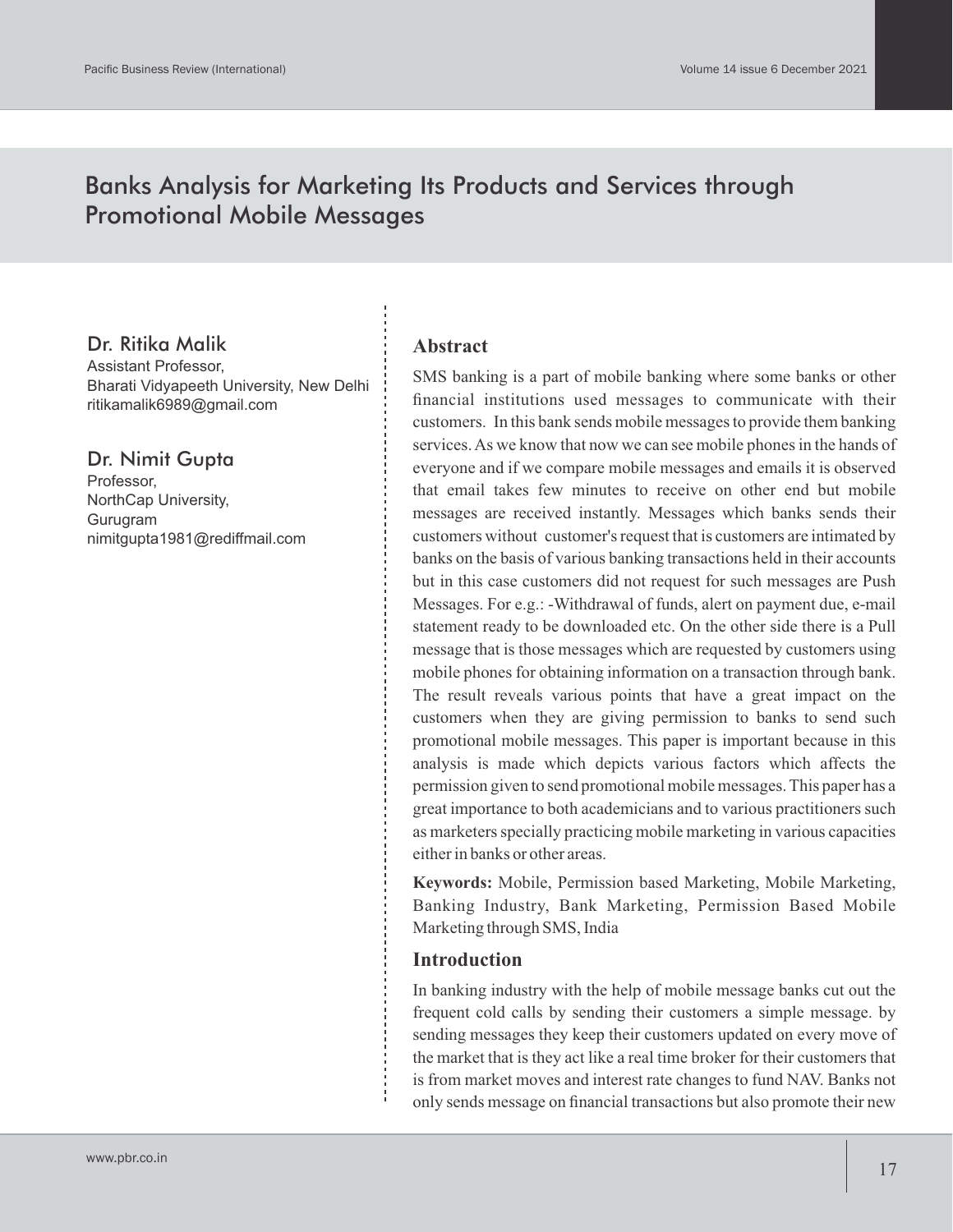# Banks Analysis for Marketing Its Products and Services through Promotional Mobile Messages

**Dr. Ritika Malik**
Assistant Professor,
Bharati Vidyapeeth University, New Delhi
ritikamalik6989@gmail.com

**Dr. Nimit Gupta**
Professor,
NorthCap University,
Gurugram
nimitgupta1981@rediffmail.com

## Abstract

SMS banking is a part of mobile banking where some banks or other financial institutions used messages to communicate with their customers. In this bank sends mobile messages to provide them banking services. As we know that now we can see mobile phones in the hands of everyone and if we compare mobile messages and emails it is observed that email takes few minutes to receive on other end but mobile messages are received instantly. Messages which banks sends their customers without customer's request that is customers are intimated by banks on the basis of various banking transactions held in their accounts but in this case customers did not request for such messages are Push Messages. For e.g.: -Withdrawal of funds, alert on payment due, e-mail statement ready to be downloaded etc. On the other side there is a Pull message that is those messages which are requested by customers using mobile phones for obtaining information on a transaction through bank. The result reveals various points that have a great impact on the customers when they are giving permission to banks to send such promotional mobile messages. This paper is important because in this analysis is made which depicts various factors which affects the permission given to send promotional mobile messages. This paper has a great importance to both academicians and to various practitioners such as marketers specially practicing mobile marketing in various capacities either in banks or other areas.

**Keywords:** Mobile, Permission based Marketing, Mobile Marketing, Banking Industry, Bank Marketing, Permission Based Mobile Marketing through SMS, India

## Introduction

In banking industry with the help of mobile message banks cut out the frequent cold calls by sending their customers a simple message. by sending messages they keep their customers updated on every move of the market that is they act like a real time broker for their customers that is from market moves and interest rate changes to fund NAV. Banks not only sends message on financial transactions but also promote their new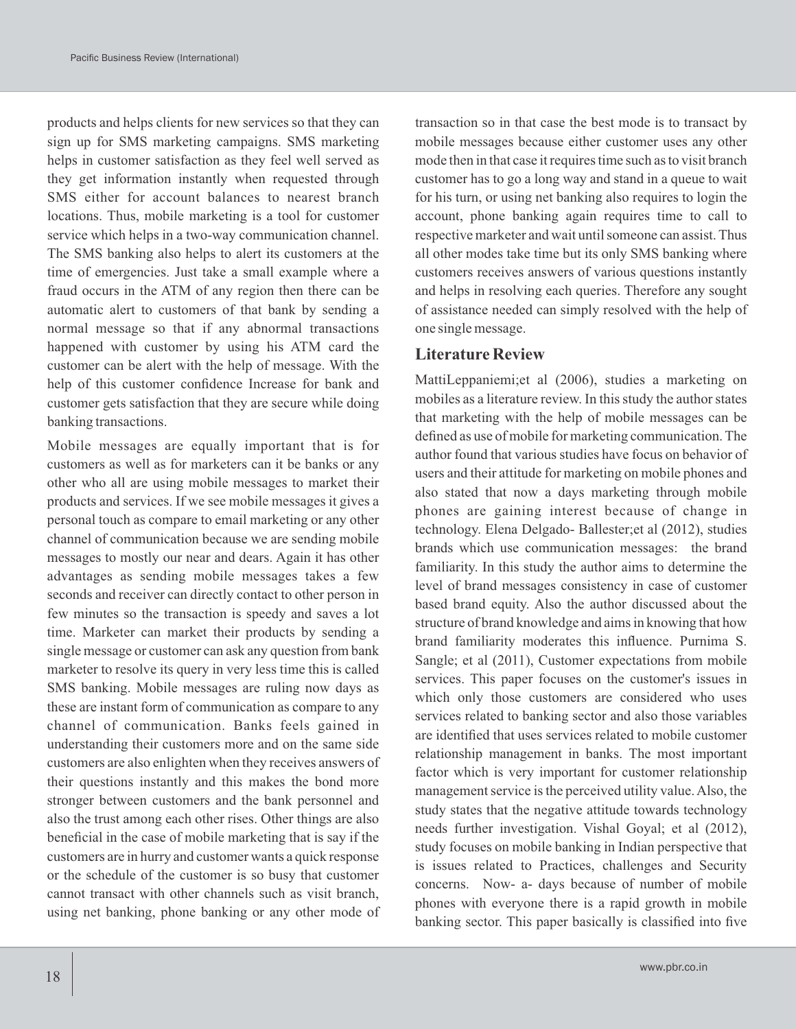products and helps clients for new services so that they can sign up for SMS marketing campaigns. SMS marketing helps in customer satisfaction as they feel well served as they get information instantly when requested through SMS either for account balances to nearest branch locations. Thus, mobile marketing is a tool for customer service which helps in a two-way communication channel. The SMS banking also helps to alert its customers at the time of emergencies. Just take a small example where a fraud occurs in the ATM of any region then there can be automatic alert to customers of that bank by sending a normal message so that if any abnormal transactions happened with customer by using his ATM card the customer can be alert with the help of message. With the help of this customer confidence Increase for bank and customer gets satisfaction that they are secure while doing banking transactions.

Mobile messages are equally important that is for customers as well as for marketers can it be banks or any other who all are using mobile messages to market their products and services. If we see mobile messages it gives a personal touch as compare to email marketing or any other channel of communication because we are sending mobile messages to mostly our near and dears. Again it has other advantages as sending mobile messages takes a few seconds and receiver can directly contact to other person in few minutes so the transaction is speedy and saves a lot time. Marketer can market their products by sending a single message or customer can ask any question from bank marketer to resolve its query in very less time this is called SMS banking. Mobile messages are ruling now days as these are instant form of communication as compare to any channel of communication. Banks feels gained in understanding their customers more and on the same side customers are also enlighten when they receives answers of their questions instantly and this makes the bond more stronger between customers and the bank personnel and also the trust among each other rises. Other things are also beneficial in the case of mobile marketing that is say if the customers are in hurry and customer wants a quick response or the schedule of the customer is so busy that customer cannot transact with other channels such as visit branch, using net banking, phone banking or any other mode of transaction so in that case the best mode is to transact by mobile messages because either customer uses any other mode then in that case it requires time such as to visit branch customer has to go a long way and stand in a queue to wait for his turn, or using net banking also requires to login the account, phone banking again requires time to call to respective marketer and wait until someone can assist. Thus all other modes take time but its only SMS banking where customers receives answers of various questions instantly and helps in resolving each queries. Therefore any sought of assistance needed can simply resolved with the help of one single message.

## Literature Review

MattiLeppaniemi;et al (2006), studies a marketing on mobiles as a literature review. In this study the author states that marketing with the help of mobile messages can be defined as use of mobile for marketing communication. The author found that various studies have focus on behavior of users and their attitude for marketing on mobile phones and also stated that now a days marketing through mobile phones are gaining interest because of change in technology. Elena Delgado- Ballester;et al (2012), studies brands which use communication messages: the brand familiarity. In this study the author aims to determine the level of brand messages consistency in case of customer based brand equity. Also the author discussed about the structure of brand knowledge and aims in knowing that how brand familiarity moderates this influence. Purnima S. Sangle; et al (2011), Customer expectations from mobile services. This paper focuses on the customer's issues in which only those customers are considered who uses services related to banking sector and also those variables are identified that uses services related to mobile customer relationship management in banks. The most important factor which is very important for customer relationship management service is the perceived utility value. Also, the study states that the negative attitude towards technology needs further investigation. Vishal Goyal; et al (2012), study focuses on mobile banking in Indian perspective that is issues related to Practices, challenges and Security concerns. Now- a- days because of number of mobile phones with everyone there is a rapid growth in mobile banking sector. This paper basically is classified into five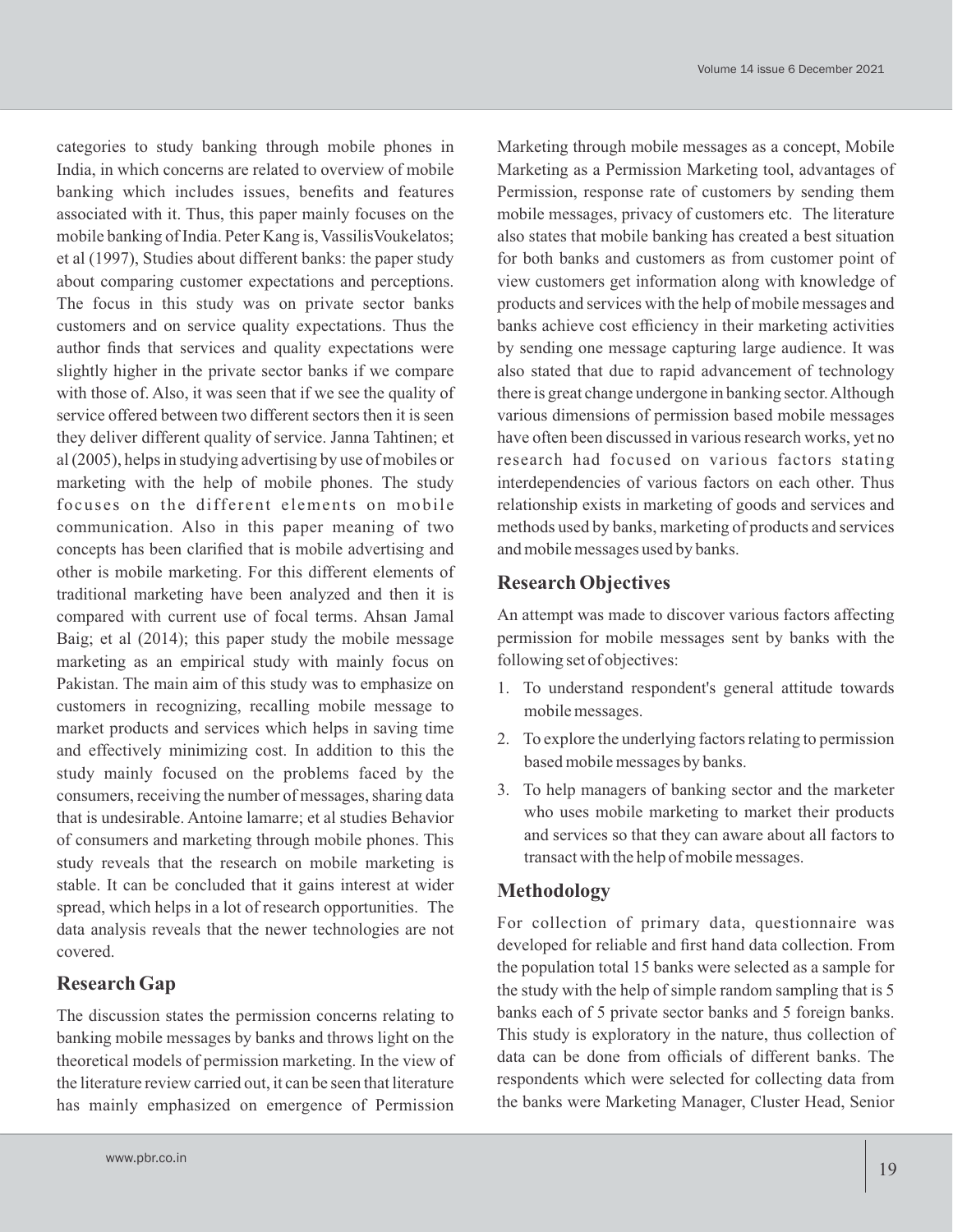categories to study banking through mobile phones in India, in which concerns are related to overview of mobile banking which includes issues, benefits and features associated with it. Thus, this paper mainly focuses on the mobile banking of India. Peter Kang is, VassilisVoukelatos; et al (1997), Studies about different banks: the paper study about comparing customer expectations and perceptions. The focus in this study was on private sector banks customers and on service quality expectations. Thus the author finds that services and quality expectations were slightly higher in the private sector banks if we compare with those of. Also, it was seen that if we see the quality of service offered between two different sectors then it is seen they deliver different quality of service. Janna Tahtinen; et al (2005), helps in studying advertising by use of mobiles or marketing with the help of mobile phones. The study focuses on the different elements on mobile communication. Also in this paper meaning of two concepts has been clarified that is mobile advertising and other is mobile marketing. For this different elements of traditional marketing have been analyzed and then it is compared with current use of focal terms. Ahsan Jamal Baig; et al (2014); this paper study the mobile message marketing as an empirical study with mainly focus on Pakistan. The main aim of this study was to emphasize on customers in recognizing, recalling mobile message to market products and services which helps in saving time and effectively minimizing cost. In addition to this the study mainly focused on the problems faced by the consumers, receiving the number of messages, sharing data that is undesirable. Antoine lamarre; et al studies Behavior of consumers and marketing through mobile phones. This study reveals that the research on mobile marketing is stable. It can be concluded that it gains interest at wider spread, which helps in a lot of research opportunities. The data analysis reveals that the newer technologies are not covered.

## Research Gap

The discussion states the permission concerns relating to banking mobile messages by banks and throws light on the theoretical models of permission marketing. In the view of the literature review carried out, it can be seen that literature has mainly emphasized on emergence of Permission Marketing through mobile messages as a concept, Mobile Marketing as a Permission Marketing tool, advantages of Permission, response rate of customers by sending them mobile messages, privacy of customers etc. The literature also states that mobile banking has created a best situation for both banks and customers as from customer point of view customers get information along with knowledge of products and services with the help of mobile messages and banks achieve cost efficiency in their marketing activities by sending one message capturing large audience. It was also stated that due to rapid advancement of technology there is great change undergone in banking sector. Although various dimensions of permission based mobile messages have often been discussed in various research works, yet no research had focused on various factors stating interdependencies of various factors on each other. Thus relationship exists in marketing of goods and services and methods used by banks, marketing of products and services and mobile messages used by banks.

## Research Objectives

An attempt was made to discover various factors affecting permission for mobile messages sent by banks with the following set of objectives:

1. To understand respondent's general attitude towards mobile messages.
2. To explore the underlying factors relating to permission based mobile messages by banks.
3. To help managers of banking sector and the marketer who uses mobile marketing to market their products and services so that they can aware about all factors to transact with the help of mobile messages.

## Methodology

For collection of primary data, questionnaire was developed for reliable and first hand data collection. From the population total 15 banks were selected as a sample for the study with the help of simple random sampling that is 5 banks each of 5 private sector banks and 5 foreign banks. This study is exploratory in the nature, thus collection of data can be done from officials of different banks. The respondents which were selected for collecting data from the banks were Marketing Manager, Cluster Head, Senior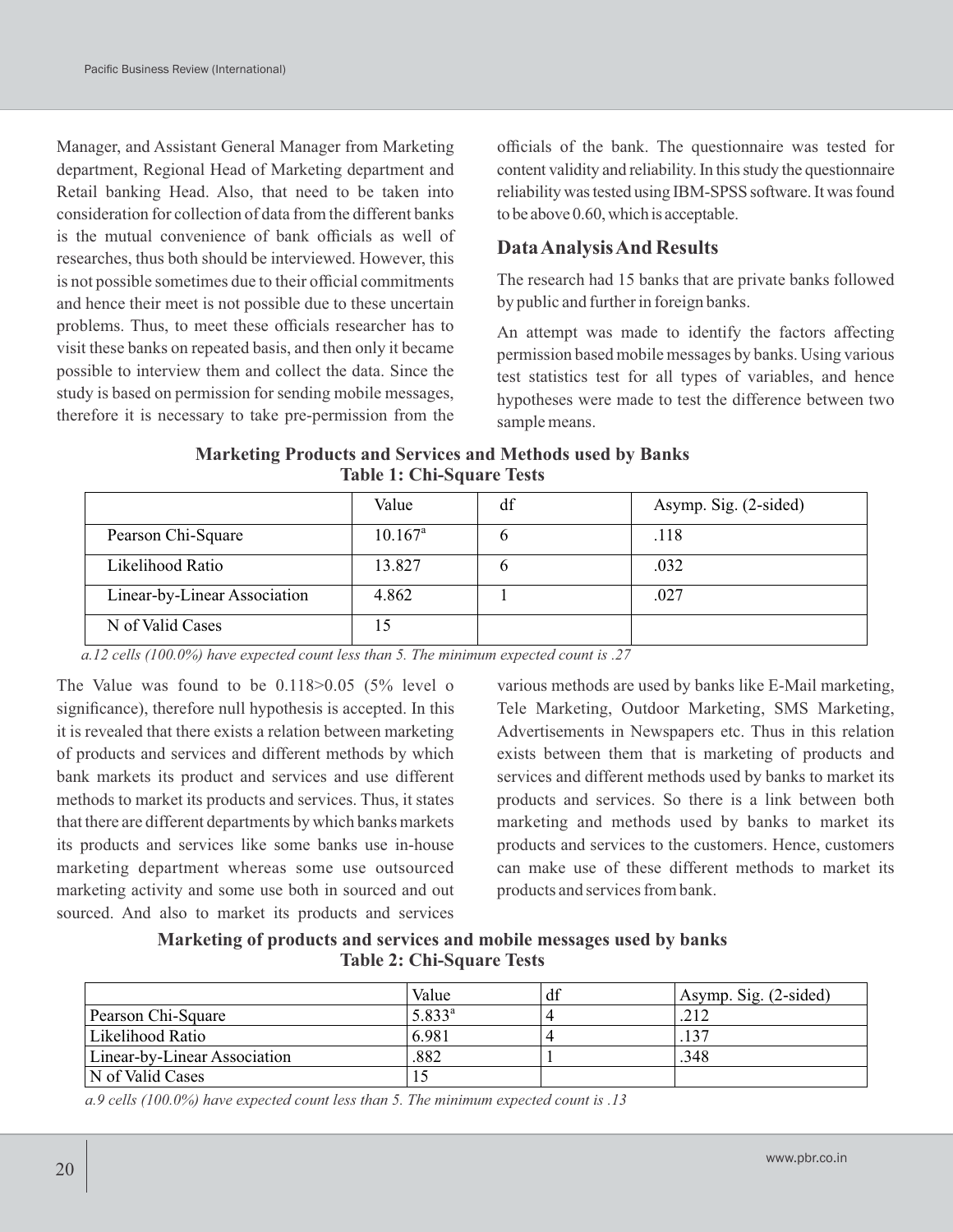Manager, and Assistant General Manager from Marketing department, Regional Head of Marketing department and Retail banking Head. Also, that need to be taken into consideration for collection of data from the different banks is the mutual convenience of bank officials as well of researches, thus both should be interviewed. However, this is not possible sometimes due to their official commitments and hence their meet is not possible due to these uncertain problems. Thus, to meet these officials researcher has to visit these banks on repeated basis, and then only it became possible to interview them and collect the data. Since the study is based on permission for sending mobile messages, therefore it is necessary to take pre-permission from the officials of the bank. The questionnaire was tested for content validity and reliability. In this study the questionnaire reliability was tested using IBM-SPSS software. It was found to be above 0.60, which is acceptable.

## Data Analysis And Results

The research had 15 banks that are private banks followed by public and further in foreign banks.

An attempt was made to identify the factors affecting permission based mobile messages by banks. Using various test statistics test for all types of variables, and hence hypotheses were made to test the difference between two sample means.

**Marketing Products and Services and Methods used by Banks**
**Table 1: Chi-Square Tests**

| | Value | df | Asymp. Sig. (2-sided) |
|---|---|---|---|
| Pearson Chi-Square | 10.167[a] | 6 | .118 |
| Likelihood Ratio | 13.827 | 6 | .032 |
| Linear-by-Linear Association | 4.862 | 1 | .027 |
| N of Valid Cases | 15 | | |

*a.12 cells (100.0%) have expected count less than 5. The minimum expected count is .27*

The Value was found to be 0.118>0.05 (5% level o significance), therefore null hypothesis is accepted. In this it is revealed that there exists a relation between marketing of products and services and different methods by which bank markets its product and services and use different methods to market its products and services. Thus, it states that there are different departments by which banks markets its products and services like some banks use in-house marketing department whereas some use outsourced marketing activity and some use both in sourced and out sourced. And also to market its products and services various methods are used by banks like E-Mail marketing, Tele Marketing, Outdoor Marketing, SMS Marketing, Advertisements in Newspapers etc. Thus in this relation exists between them that is marketing of products and services and different methods used by banks to market its products and services. So there is a link between both marketing and methods used by banks to market its products and services to the customers. Hence, customers can make use of these different methods to market its products and services from bank.

**Marketing of products and services and mobile messages used by banks**
**Table 2: Chi-Square Tests**

| | Value | df | Asymp. Sig. (2-sided) |
|---|---|---|---|
| Pearson Chi-Square | 5.833[a] | 4 | .212 |
| Likelihood Ratio | 6.981 | 4 | .137 |
| Linear-by-Linear Association | .882 | 1 | .348 |
| N of Valid Cases | 15 | | |

*a.9 cells (100.0%) have expected count less than 5. The minimum expected count is .13*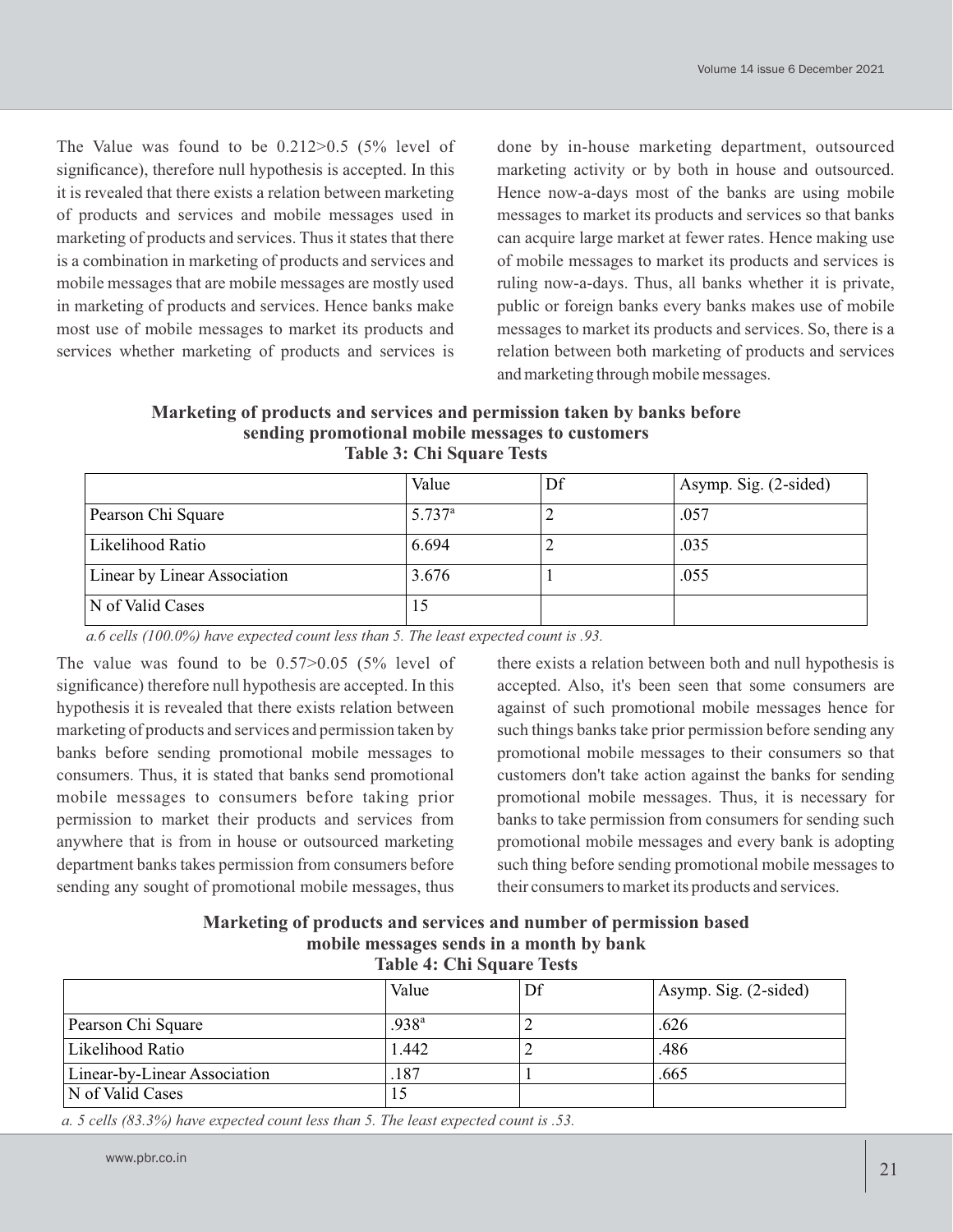The Value was found to be 0.212>0.5 (5% level of significance), therefore null hypothesis is accepted. In this it is revealed that there exists a relation between marketing of products and services and mobile messages used in marketing of products and services. Thus it states that there is a combination in marketing of products and services and mobile messages that are mobile messages are mostly used in marketing of products and services. Hence banks make most use of mobile messages to market its products and services whether marketing of products and services is done by in-house marketing department, outsourced marketing activity or by both in house and outsourced. Hence now-a-days most of the banks are using mobile messages to market its products and services so that banks can acquire large market at fewer rates. Hence making use of mobile messages to market its products and services is ruling now-a-days. Thus, all banks whether it is private, public or foreign banks every banks makes use of mobile messages to market its products and services. So, there is a relation between both marketing of products and services and marketing through mobile messages.

**Marketing of products and services and permission taken by banks before sending promotional mobile messages to customers**

**Table 3: Chi Square Tests**

| | Value | Df | Asymp. Sig. (2-sided) |
|---|---|---|---|
| Pearson Chi Square | 5.737[a] | 2 | .057 |
| Likelihood Ratio | 6.694 | 2 | .035 |
| Linear by Linear Association | 3.676 | 1 | .055 |
| N of Valid Cases | 15 | | |

*a.6 cells (100.0%) have expected count less than 5. The least expected count is .93.*

The value was found to be 0.57>0.05 (5% level of significance) therefore null hypothesis are accepted. In this hypothesis it is revealed that there exists relation between marketing of products and services and permission taken by banks before sending promotional mobile messages to consumers. Thus, it is stated that banks send promotional mobile messages to consumers before taking prior permission to market their products and services from anywhere that is from in house or outsourced marketing department banks takes permission from consumers before sending any sought of promotional mobile messages, thus there exists a relation between both and null hypothesis is accepted. Also, it's been seen that some consumers are against of such promotional mobile messages hence for such things banks take prior permission before sending any promotional mobile messages to their consumers so that customers don't take action against the banks for sending promotional mobile messages. Thus, it is necessary for banks to take permission from consumers for sending such promotional mobile messages and every bank is adopting such thing before sending promotional mobile messages to their consumers to market its products and services.

**Marketing of products and services and number of permission based mobile messages sends in a month by bank**

**Table 4: Chi Square Tests**

| | Value | Df | Asymp. Sig. (2-sided) |
|---|---|---|---|
| Pearson Chi Square | .938[a] | 2 | .626 |
| Likelihood Ratio | 1.442 | 2 | .486 |
| Linear-by-Linear Association | .187 | 1 | .665 |
| N of Valid Cases | 15 | | |

*a. 5 cells (83.3%) have expected count less than 5. The least expected count is .53.*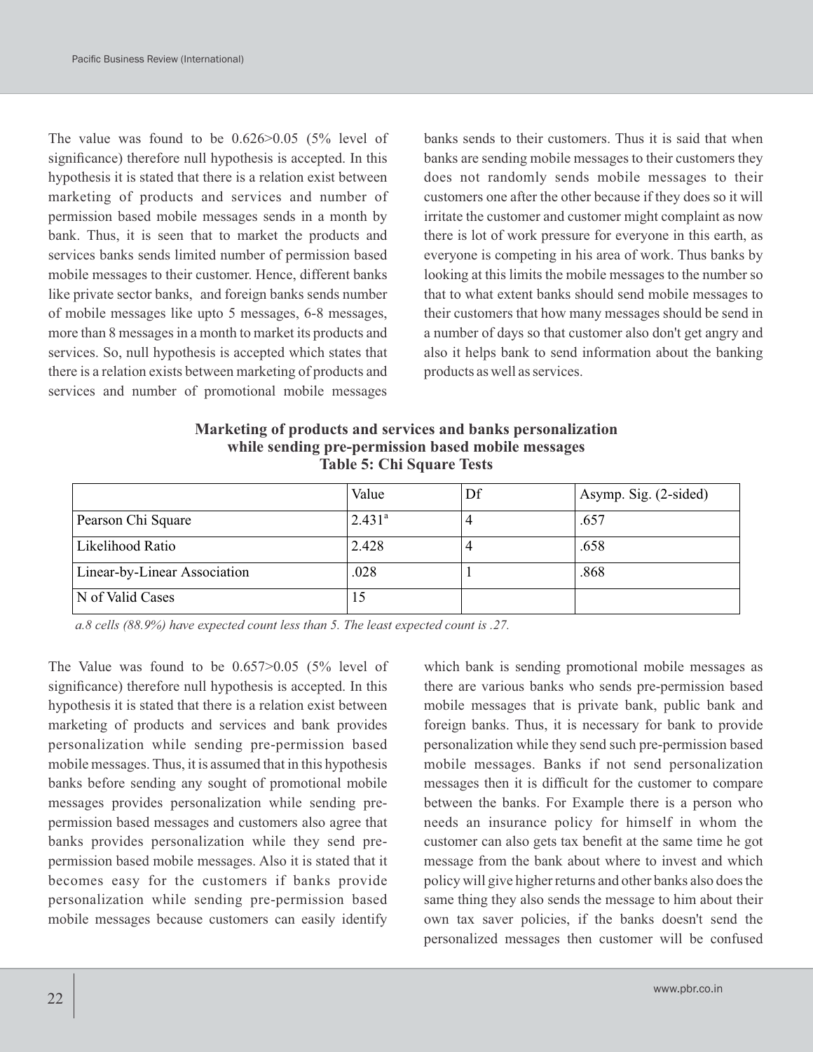The value was found to be 0.626>0.05 (5% level of significance) therefore null hypothesis is accepted. In this hypothesis it is stated that there is a relation exist between marketing of products and services and number of permission based mobile messages sends in a month by bank. Thus, it is seen that to market the products and services banks sends limited number of permission based mobile messages to their customer. Hence, different banks like private sector banks, and foreign banks sends number of mobile messages like upto 5 messages, 6-8 messages, more than 8 messages in a month to market its products and services. So, null hypothesis is accepted which states that there is a relation exists between marketing of products and services and number of promotional mobile messages banks sends to their customers. Thus it is said that when banks are sending mobile messages to their customers they does not randomly sends mobile messages to their customers one after the other because if they does so it will irritate the customer and customer might complaint as now there is lot of work pressure for everyone in this earth, as everyone is competing in his area of work. Thus banks by looking at this limits the mobile messages to the number so that to what extent banks should send mobile messages to their customers that how many messages should be send in a number of days so that customer also don't get angry and also it helps bank to send information about the banking products as well as services.

**Marketing of products and services and banks personalization while sending pre-permission based mobile messages**

**Table 5: Chi Square Tests**

| | Value | Df | Asymp. Sig. (2-sided) |
|---|---|---|---|
| Pearson Chi Square | 2.431[a] | 4 | .657 |
| Likelihood Ratio | 2.428 | 4 | .658 |
| Linear-by-Linear Association | .028 | 1 | .868 |
| N of Valid Cases | 15 | | |

*a.8 cells (88.9%) have expected count less than 5. The least expected count is .27.*

The Value was found to be 0.657>0.05 (5% level of significance) therefore null hypothesis is accepted. In this hypothesis it is stated that there is a relation exist between marketing of products and services and bank provides personalization while sending pre-permission based mobile messages. Thus, it is assumed that in this hypothesis banks before sending any sought of promotional mobile messages provides personalization while sending pre-permission based messages and customers also agree that banks provides personalization while they send pre-permission based mobile messages. Also it is stated that it becomes easy for the customers if banks provide personalization while sending pre-permission based mobile messages because customers can easily identify which bank is sending promotional mobile messages as there are various banks who sends pre-permission based mobile messages that is private bank, public bank and foreign banks. Thus, it is necessary for bank to provide personalization while they send such pre-permission based mobile messages. Banks if not send personalization messages then it is difficult for the customer to compare between the banks. For Example there is a person who needs an insurance policy for himself in whom the customer can also gets tax benefit at the same time he got message from the bank about where to invest and which policy will give higher returns and other banks also does the same thing they also sends the message to him about their own tax saver policies, if the banks doesn't send the personalized messages then customer will be confused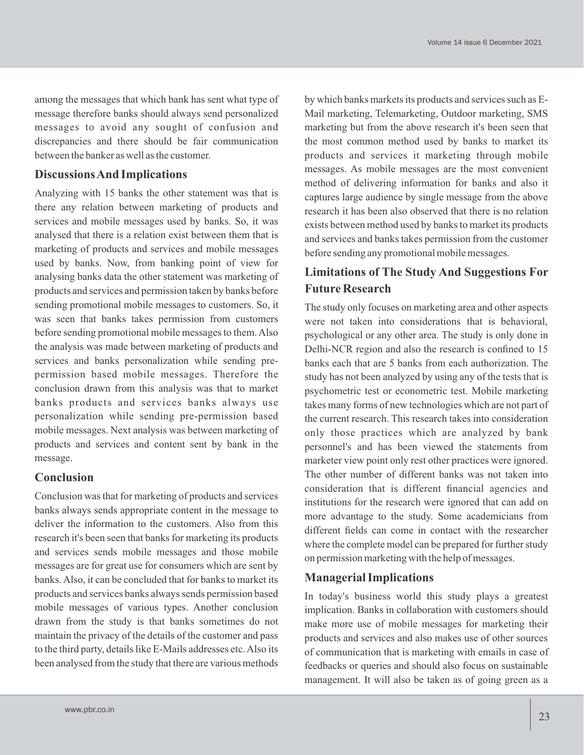among the messages that which bank has sent what type of message therefore banks should always send personalized messages to avoid any sought of confusion and discrepancies and there should be fair communication between the banker as well as the customer.

## Discussions And Implications

Analyzing with 15 banks the other statement was that is there any relation between marketing of products and services and mobile messages used by banks. So, it was analysed that there is a relation exist between them that is marketing of products and services and mobile messages used by banks. Now, from banking point of view for analysing banks data the other statement was marketing of products and services and permission taken by banks before sending promotional mobile messages to customers. So, it was seen that banks takes permission from customers before sending promotional mobile messages to them. Also the analysis was made between marketing of products and services and banks personalization while sending pre-permission based mobile messages. Therefore the conclusion drawn from this analysis was that to market banks products and services banks always use personalization while sending pre-permission based mobile messages. Next analysis was between marketing of products and services and content sent by bank in the message.

## Conclusion

Conclusion was that for marketing of products and services banks always sends appropriate content in the message to deliver the information to the customers. Also from this research it's been seen that banks for marketing its products and services sends mobile messages and those mobile messages are for great use for consumers which are sent by banks. Also, it can be concluded that for banks to market its products and services banks always sends permission based mobile messages of various types. Another conclusion drawn from the study is that banks sometimes do not maintain the privacy of the details of the customer and pass to the third party, details like E-Mails addresses etc. Also its been analysed from the study that there are various methods by which banks markets its products and services such as E-Mail marketing, Telemarketing, Outdoor marketing, SMS marketing but from the above research it's been seen that the most common method used by banks to market its products and services it marketing through mobile messages. As mobile messages are the most convenient method of delivering information for banks and also it captures large audience by single message from the above research it has been also observed that there is no relation exists between method used by banks to market its products and services and banks takes permission from the customer before sending any promotional mobile messages.

## Limitations of The Study And Suggestions For Future Research

The study only focuses on marketing area and other aspects were not taken into considerations that is behavioral, psychological or any other area. The study is only done in Delhi-NCR region and also the research is confined to 15 banks each that are 5 banks from each authorization. The study has not been analyzed by using any of the tests that is psychometric test or econometric test. Mobile marketing takes many forms of new technologies which are not part of the current research. This research takes into consideration only those practices which are analyzed by bank personnel's and has been viewed the statements from marketer view point only rest other practices were ignored. The other number of different banks was not taken into consideration that is different financial agencies and institutions for the research were ignored that can add on more advantage to the study. Some academicians from different fields can come in contact with the researcher where the complete model can be prepared for further study on permission marketing with the help of messages.

## Managerial Implications

In today's business world this study plays a greatest implication. Banks in collaboration with customers should make more use of mobile messages for marketing their products and services and also makes use of other sources of communication that is marketing with emails in case of feedbacks or queries and should also focus on sustainable management. It will also be taken as of going green as a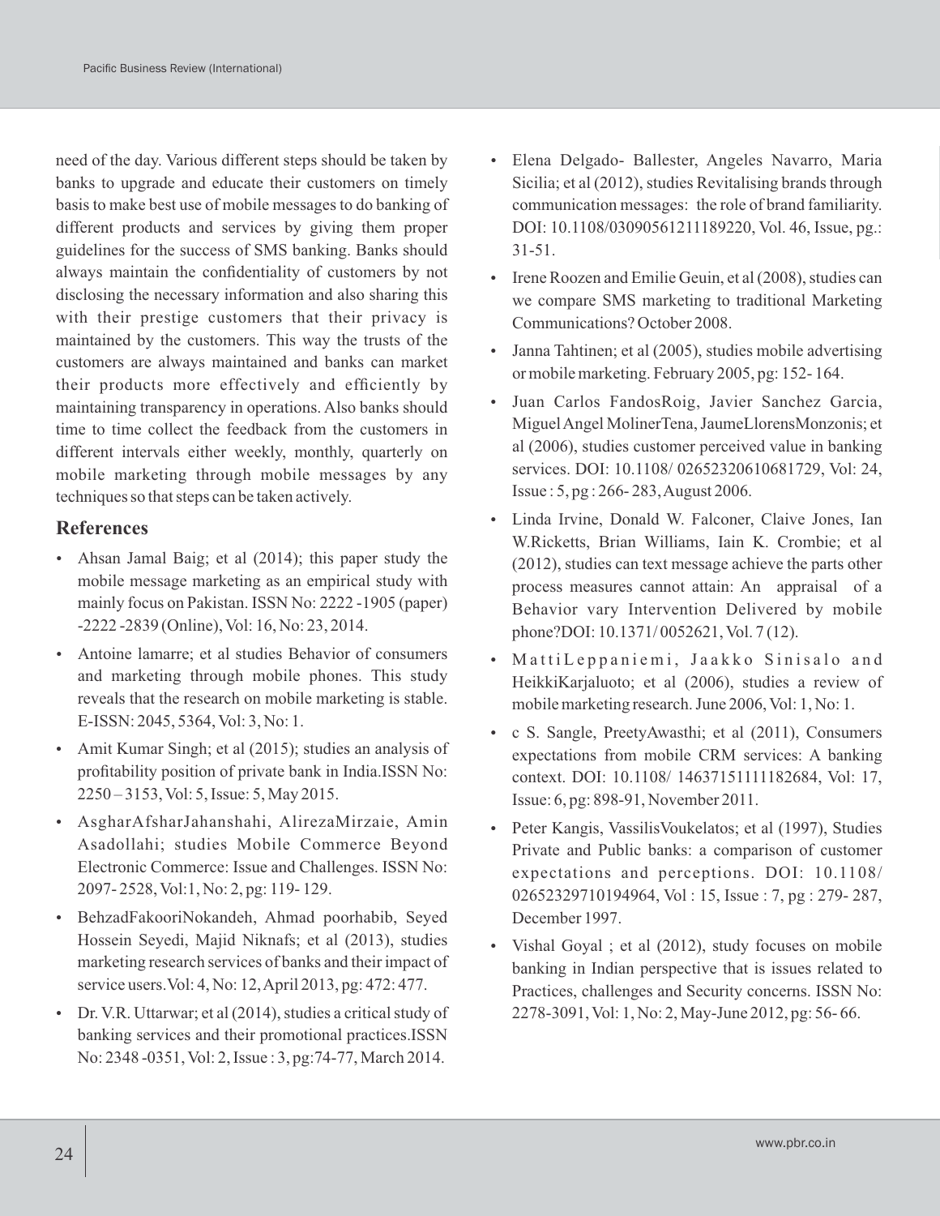need of the day. Various different steps should be taken by banks to upgrade and educate their customers on timely basis to make best use of mobile messages to do banking of different products and services by giving them proper guidelines for the success of SMS banking. Banks should always maintain the confidentiality of customers by not disclosing the necessary information and also sharing this with their prestige customers that their privacy is maintained by the customers. This way the trusts of the customers are always maintained and banks can market their products more effectively and efficiently by maintaining transparency in operations. Also banks should time to time collect the feedback from the customers in different intervals either weekly, monthly, quarterly on mobile marketing through mobile messages by any techniques so that steps can be taken actively.

## References

- Ahsan Jamal Baig; et al (2014); this paper study the mobile message marketing as an empirical study with mainly focus on Pakistan. ISSN No: 2222 -1905 (paper) -2222 -2839 (Online), Vol: 16, No: 23, 2014.
- Antoine lamarre; et al studies Behavior of consumers and marketing through mobile phones. This study reveals that the research on mobile marketing is stable. E-ISSN: 2045, 5364, Vol: 3, No: 1.
- Amit Kumar Singh; et al (2015); studies an analysis of profitability position of private bank in India.ISSN No: 2250 – 3153, Vol: 5, Issue: 5, May 2015.
- AsgharAfsharJahanshahi, AlirezaMirzaie, Amin Asadollahi; studies Mobile Commerce Beyond Electronic Commerce: Issue and Challenges. ISSN No: 2097- 2528, Vol:1, No: 2, pg: 119- 129.
- BehzadFakooriNokandeh, Ahmad poorhabib, Seyed Hossein Seyedi, Majid Niknafs; et al (2013), studies marketing research services of banks and their impact of service users. Vol: 4, No: 12, April 2013, pg: 472: 477.
- Dr. V.R. Uttarwar; et al (2014), studies a critical study of banking services and their promotional practices.ISSN No: 2348 -0351, Vol: 2, Issue : 3, pg:74-77, March 2014.
- Elena Delgado- Ballester, Angeles Navarro, Maria Sicilia; et al (2012), studies Revitalising brands through communication messages: the role of brand familiarity. DOI: 10.1108/03090561211189220, Vol. 46, Issue, pg.: 31-51.
- Irene Roozen and Emilie Geuin, et al (2008), studies can we compare SMS marketing to traditional Marketing Communications? October 2008.
- Janna Tahtinen; et al (2005), studies mobile advertising or mobile marketing. February 2005, pg: 152- 164.
- Juan Carlos FandosRoig, Javier Sanchez Garcia, Miguel Angel MolinerTena, JaumeLlorensMonzonis; et al (2006), studies customer perceived value in banking services. DOI: 10.1108/ 02652320610681729, Vol: 24, Issue : 5, pg : 266- 283, August 2006.
- Linda Irvine, Donald W. Falconer, Claive Jones, Ian W.Ricketts, Brian Williams, Iain K. Crombie; et al (2012), studies can text message achieve the parts other process measures cannot attain: An appraisal of a Behavior vary Intervention Delivered by mobile phone?DOI: 10.1371/ 0052621, Vol. 7 (12).
- MattiLeppaniemi, Jaakko Sinisalo and HeikkiKarjaluoto; et al (2006), studies a review of mobile marketing research. June 2006, Vol: 1, No: 1.
- c S. Sangle, PreetyAwasthi; et al (2011), Consumers expectations from mobile CRM services: A banking context. DOI: 10.1108/ 14637151111182684, Vol: 17, Issue: 6, pg: 898-91, November 2011.
- Peter Kangis, VassilisVoukelatos; et al (1997), Studies Private and Public banks: a comparison of customer expectations and perceptions. DOI: 10.1108/ 02652329710194964, Vol : 15, Issue : 7, pg : 279- 287, December 1997.
- Vishal Goyal ; et al (2012), study focuses on mobile banking in Indian perspective that is issues related to Practices, challenges and Security concerns. ISSN No: 2278-3091, Vol: 1, No: 2, May-June 2012, pg: 56- 66.